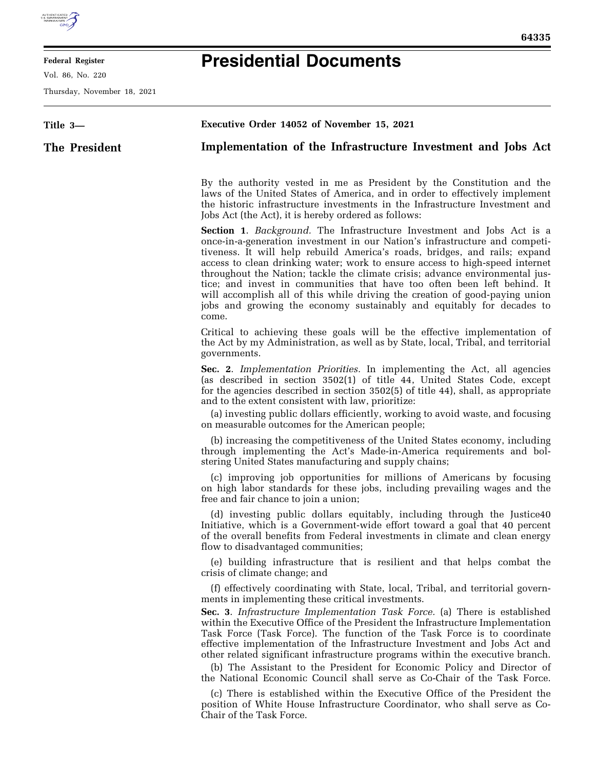# Presidential Documents

**Title 3—**

**The President**

**Executive Order 14052 of November 15, 2021**

## Implementation of the Infrastructure Investment and Jobs Act

By the authority vested in me as President by the Constitution and the laws of the United States of America, and in order to effectively implement the historic infrastructure investments in the Infrastructure Investment and Jobs Act (the Act), it is hereby ordered as follows:

**Section 1**. *Background.* The Infrastructure Investment and Jobs Act is a once-in-a-generation investment in our Nation's infrastructure and competitiveness. It will help rebuild America's roads, bridges, and rails; expand access to clean drinking water; work to ensure access to high-speed internet throughout the Nation; tackle the climate crisis; advance environmental justice; and invest in communities that have too often been left behind. It will accomplish all of this while driving the creation of good-paying union jobs and growing the economy sustainably and equitably for decades to come.

Critical to achieving these goals will be the effective implementation of the Act by my Administration, as well as by State, local, Tribal, and territorial governments.

**Sec. 2**. *Implementation Priorities.* In implementing the Act, all agencies (as described in section 3502(1) of title 44, United States Code, except for the agencies described in section 3502(5) of title 44), shall, as appropriate and to the extent consistent with law, prioritize:

(a) investing public dollars efficiently, working to avoid waste, and focusing on measurable outcomes for the American people;

(b) increasing the competitiveness of the United States economy, including through implementing the Act's Made-in-America requirements and bolstering United States manufacturing and supply chains;

(c) improving job opportunities for millions of Americans by focusing on high labor standards for these jobs, including prevailing wages and the free and fair chance to join a union;

(d) investing public dollars equitably, including through the Justice40 Initiative, which is a Government-wide effort toward a goal that 40 percent of the overall benefits from Federal investments in climate and clean energy flow to disadvantaged communities;

(e) building infrastructure that is resilient and that helps combat the crisis of climate change; and

(f) effectively coordinating with State, local, Tribal, and territorial governments in implementing these critical investments.

**Sec. 3**. *Infrastructure Implementation Task Force.* (a) There is established within the Executive Office of the President the Infrastructure Implementation Task Force (Task Force). The function of the Task Force is to coordinate effective implementation of the Infrastructure Investment and Jobs Act and other related significant infrastructure programs within the executive branch.

(b) The Assistant to the President for Economic Policy and Director of the National Economic Council shall serve as Co-Chair of the Task Force.

(c) There is established within the Executive Office of the President the position of White House Infrastructure Coordinator, who shall serve as Co-Chair of the Task Force.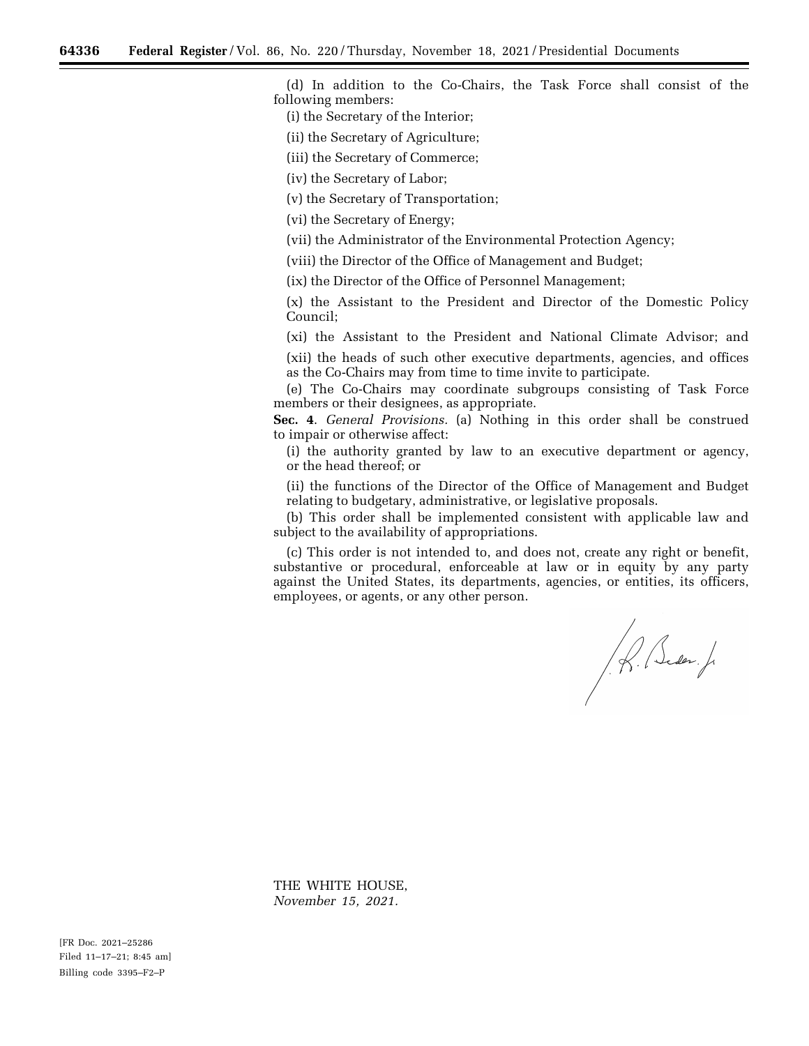(d) In addition to the Co-Chairs, the Task Force shall consist of the following members:

(i) the Secretary of the Interior;

(ii) the Secretary of Agriculture;

(iii) the Secretary of Commerce;

(iv) the Secretary of Labor;

(v) the Secretary of Transportation;

(vi) the Secretary of Energy;

(vii) the Administrator of the Environmental Protection Agency;

(viii) the Director of the Office of Management and Budget;

(ix) the Director of the Office of Personnel Management;

(x) the Assistant to the President and Director of the Domestic Policy Council;

(xi) the Assistant to the President and National Climate Advisor; and

(xii) the heads of such other executive departments, agencies, and offices as the Co-Chairs may from time to time invite to participate.

(e) The Co-Chairs may coordinate subgroups consisting of Task Force members or their designees, as appropriate.

**Sec. 4**. *General Provisions.* (a) Nothing in this order shall be construed to impair or otherwise affect:

(i) the authority granted by law to an executive department or agency, or the head thereof; or

(ii) the functions of the Director of the Office of Management and Budget relating to budgetary, administrative, or legislative proposals.

(b) This order shall be implemented consistent with applicable law and subject to the availability of appropriations.

(c) This order is not intended to, and does not, create any right or benefit, substantive or procedural, enforceable at law or in equity by any party against the United States, its departments, agencies, or entities, its officers, employees, or agents, or any other person.

THE WHITE HOUSE,
*November 15, 2021.*

[FR Doc. 2021–25286
Filed 11–17–21; 8:45 am]
Billing code 3395–F2–P